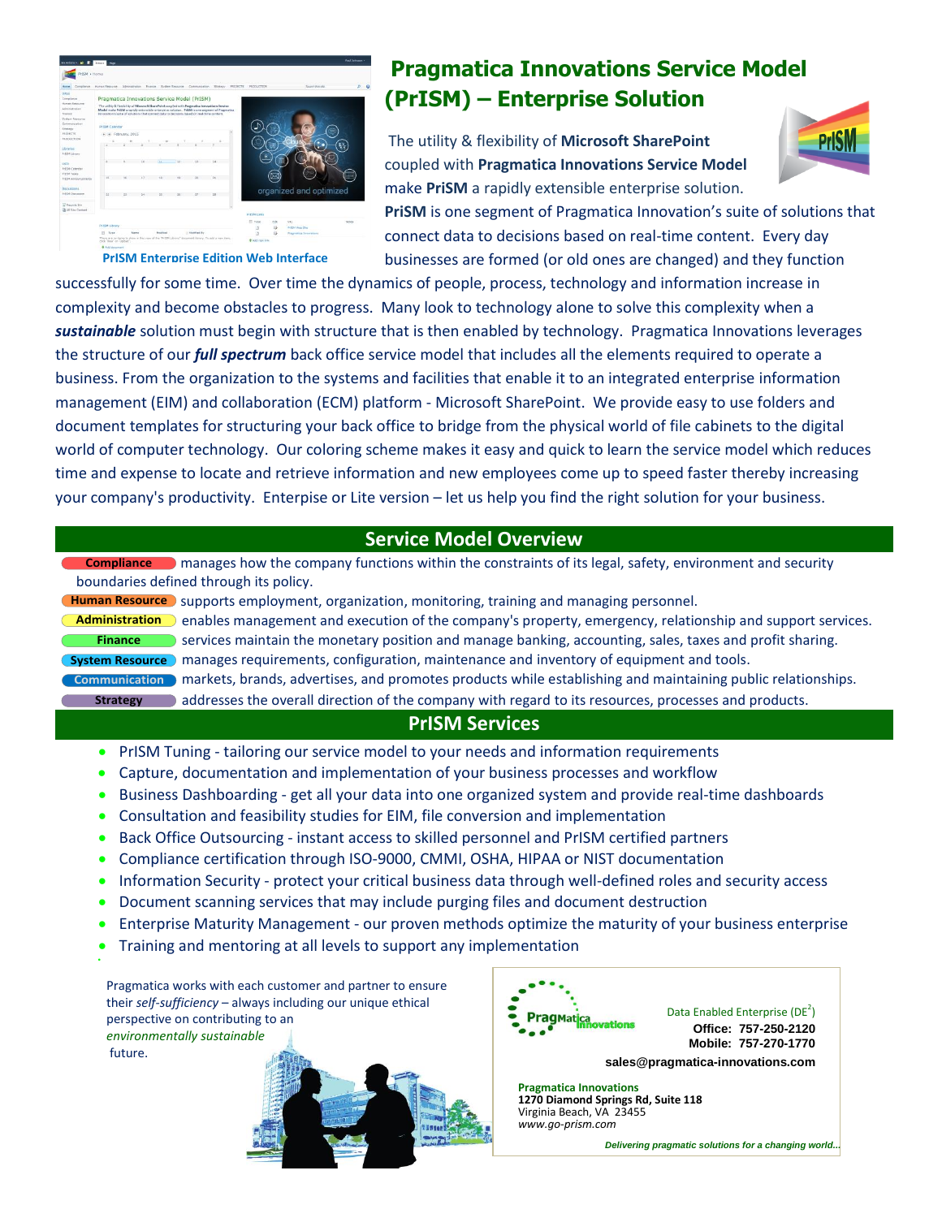# Pragmatica Innovations Service Model (PrISM) – Enterprise Solution

PrISM Enterprise Edition Web Interface

The utility & flexibility of **Microsoft SharePoint** coupled with **Pragmatica Innovations Service Model** make **PriSM** a rapidly extensible enterprise solution. **PriSM** is one segment of Pragmatica Innovation's suite of solutions that connect data to decisions based on real-time content. Every day businesses are formed (or old ones are changed) and they function successfully for some time. Over time the dynamics of people, process, technology and information increase in complexity and become obstacles to progress. Many look to technology alone to solve this complexity when a ***sustainable*** solution must begin with structure that is then enabled by technology. Pragmatica Innovations leverages the structure of our ***full spectrum*** back office service model that includes all the elements required to operate a business. From the organization to the systems and facilities that enable it to an integrated enterprise information management (EIM) and collaboration (ECM) platform - Microsoft SharePoint. We provide easy to use folders and document templates for structuring your back office to bridge from the physical world of file cabinets to the digital world of computer technology. Our coloring scheme makes it easy and quick to learn the service model which reduces time and expense to locate and retrieve information and new employees come up to speed faster thereby increasing your company's productivity. Enterprise or Lite version – let us help you find the right solution for your business.

## Service Model Overview

**Compliance** manages how the company functions within the constraints of its legal, safety, environment and security boundaries defined through its policy.

**Human Resource** supports employment, organization, monitoring, training and managing personnel.

**Administration** enables management and execution of the company's property, emergency, relationship and support services.

**Finance** services maintain the monetary position and manage banking, accounting, sales, taxes and profit sharing.

**System Resource** manages requirements, configuration, maintenance and inventory of equipment and tools.

**Communication** markets, brands, advertises, and promotes products while establishing and maintaining public relationships.

**Strategy** addresses the overall direction of the company with regard to its resources, processes and products.

## PrISM Services

- PrISM Tuning - tailoring our service model to your needs and information requirements
- Capture, documentation and implementation of your business processes and workflow
- Business Dashboarding - get all your data into one organized system and provide real-time dashboards
- Consultation and feasibility studies for EIM, file conversion and implementation
- Back Office Outsourcing - instant access to skilled personnel and PrISM certified partners
- Compliance certification through ISO-9000, CMMI, OSHA, HIPAA or NIST documentation
- Information Security - protect your critical business data through well-defined roles and security access
- Document scanning services that may include purging files and document destruction
- Enterprise Maturity Management - our proven methods optimize the maturity of your business enterprise
- Training and mentoring at all levels to support any implementation

Pragmatica works with each customer and partner to ensure their *self-sufficiency* – always including our unique ethical perspective on contributing to an *environmentally sustainable* future.

Data Enabled Enterprise (DE$^2$)
**Office: 757-250-2120**
**Mobile: 757-270-1770**

**sales@pragmatica-innovations.com**

**Pragmatica Innovations**
**1270 Diamond Springs Rd, Suite 118**
Virginia Beach, VA 23455
*www.go-prism.com*

***Delivering pragmatic solutions for a changing world...***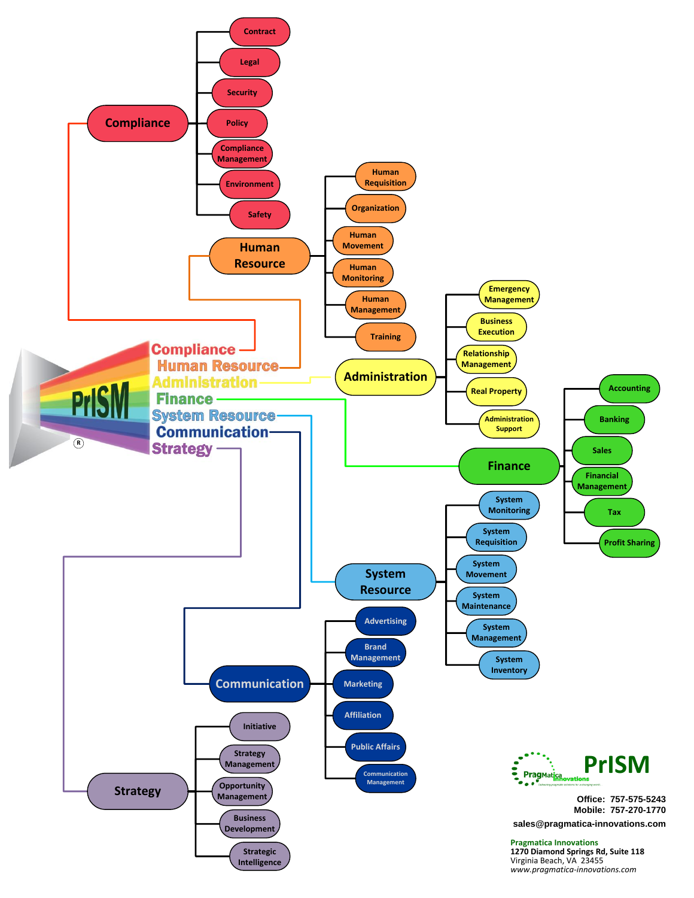# PrISM

- Compliance
- Human Resource
- Administration
- Finance
- System Resource
- Communication
- Strategy

## Compliance

- Contract
- Legal
- Security
- Policy
- Compliance Management
- Environment
- Safety

## Human Resource

- Human Requisition
- Organization
- Human Movement
- Human Monitoring
- Human Management
- Training

## Administration

- Emergency Management
- Business Execution
- Relationship Management
- Real Property
- Administration Support

## Finance

- Accounting
- Banking
- Sales
- Financial Management
- Tax
- Profit Sharing

## System Resource

- System Monitoring
- System Requisition
- System Movement
- System Maintenance
- System Management
- System Inventory

## Communication

- Advertising
- Brand Management
- Marketing
- Affiliation
- Public Affairs
- Communication Management

## Strategy

- Initiative
- Strategy Management
- Opportunity Management
- Business Development
- Strategic Intelligence

PragMatica Innovations PrISM

Office: 757-575-5243
Mobile: 757-270-1770
sales@pragmatica-innovations.com

**Pragmatica Innovations**
**1270 Diamond Springs Rd, Suite 118**
Virginia Beach, VA 23455
*www.pragmatica-innovations.com*